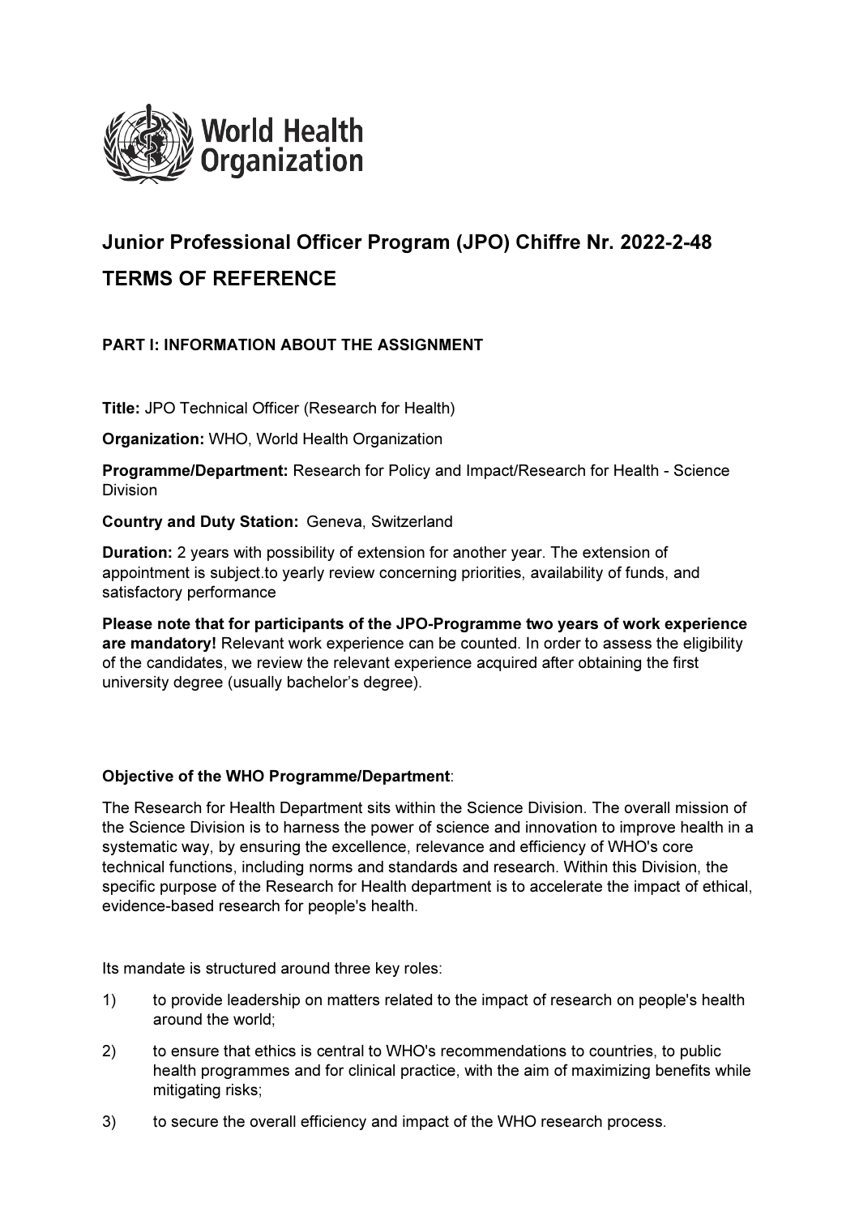World Health Organization

# Junior Professional Officer Program (JPO) Chiffre Nr. 2022-2-48

# TERMS OF REFERENCE

## PART I: INFORMATION ABOUT THE ASSIGNMENT

**Title:** JPO Technical Officer (Research for Health)

**Organization:** WHO, World Health Organization

**Programme/Department:** Research for Policy and Impact/Research for Health - Science Division

**Country and Duty Station:** Geneva, Switzerland

**Duration:** 2 years with possibility of extension for another year. The extension of appointment is subject.to yearly review concerning priorities, availability of funds, and satisfactory performance

**Please note that for participants of the JPO-Programme two years of work experience are mandatory!** Relevant work experience can be counted. In order to assess the eligibility of the candidates, we review the relevant experience acquired after obtaining the first university degree (usually bachelor's degree).

**Objective of the WHO Programme/Department**:

The Research for Health Department sits within the Science Division. The overall mission of the Science Division is to harness the power of science and innovation to improve health in a systematic way, by ensuring the excellence, relevance and efficiency of WHO's core technical functions, including norms and standards and research. Within this Division, the specific purpose of the Research for Health department is to accelerate the impact of ethical, evidence-based research for people's health.

Its mandate is structured around three key roles:

1) to provide leadership on matters related to the impact of research on people's health around the world;
2) to ensure that ethics is central to WHO's recommendations to countries, to public health programmes and for clinical practice, with the aim of maximizing benefits while mitigating risks;
3) to secure the overall efficiency and impact of the WHO research process.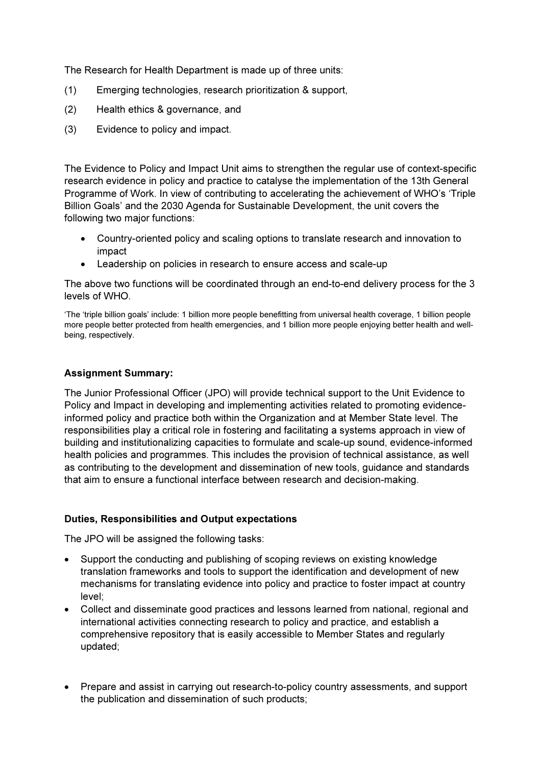The Research for Health Department is made up of three units:

(1) Emerging technologies, research prioritization & support,

(2) Health ethics & governance, and

(3) Evidence to policy and impact.

The Evidence to Policy and Impact Unit aims to strengthen the regular use of context-specific research evidence in policy and practice to catalyse the implementation of the 13th General Programme of Work. In view of contributing to accelerating the achievement of WHO's 'Triple Billion Goals' and the 2030 Agenda for Sustainable Development, the unit covers the following two major functions:

- Country-oriented policy and scaling options to translate research and innovation to impact
- Leadership on policies in research to ensure access and scale-up

The above two functions will be coordinated through an end-to-end delivery process for the 3 levels of WHO.

'The 'triple billion goals' include: 1 billion more people benefitting from universal health coverage, 1 billion people more people better protected from health emergencies, and 1 billion more people enjoying better health and well-being, respectively.

**Assignment Summary:**

The Junior Professional Officer (JPO) will provide technical support to the Unit Evidence to Policy and Impact in developing and implementing activities related to promoting evidence-informed policy and practice both within the Organization and at Member State level. The responsibilities play a critical role in fostering and facilitating a systems approach in view of building and institutionalizing capacities to formulate and scale-up sound, evidence-informed health policies and programmes. This includes the provision of technical assistance, as well as contributing to the development and dissemination of new tools, guidance and standards that aim to ensure a functional interface between research and decision-making.

**Duties, Responsibilities and Output expectations**

The JPO will be assigned the following tasks:

- Support the conducting and publishing of scoping reviews on existing knowledge translation frameworks and tools to support the identification and development of new mechanisms for translating evidence into policy and practice to foster impact at country level;
- Collect and disseminate good practices and lessons learned from national, regional and international activities connecting research to policy and practice, and establish a comprehensive repository that is easily accessible to Member States and regularly updated;
- Prepare and assist in carrying out research-to-policy country assessments, and support the publication and dissemination of such products;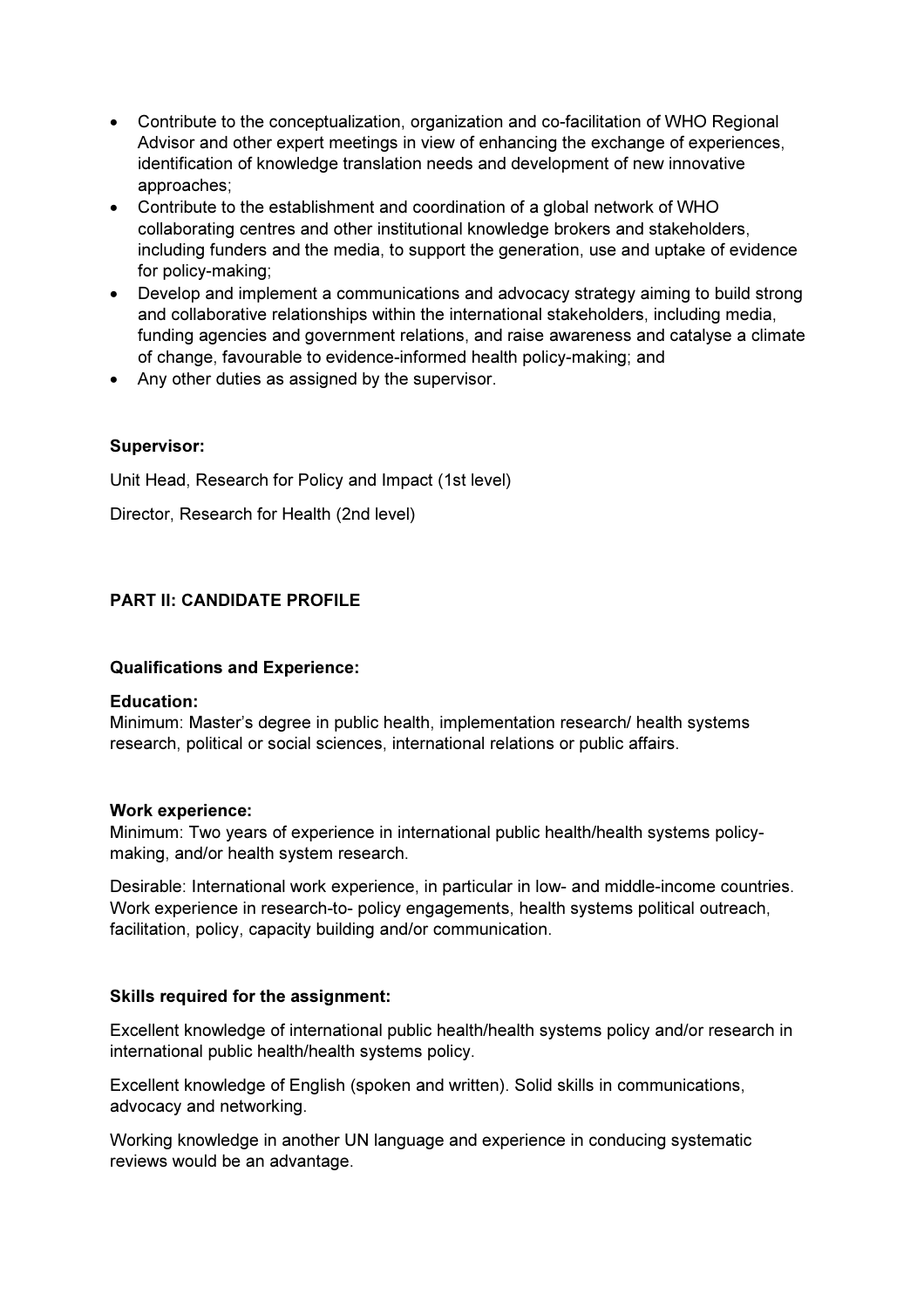- Contribute to the conceptualization, organization and co-facilitation of WHO Regional Advisor and other expert meetings in view of enhancing the exchange of experiences, identification of knowledge translation needs and development of new innovative approaches;
- Contribute to the establishment and coordination of a global network of WHO collaborating centres and other institutional knowledge brokers and stakeholders, including funders and the media, to support the generation, use and uptake of evidence for policy-making;
- Develop and implement a communications and advocacy strategy aiming to build strong and collaborative relationships within the international stakeholders, including media, funding agencies and government relations, and raise awareness and catalyse a climate of change, favourable to evidence-informed health policy-making; and
- Any other duties as assigned by the supervisor.

**Supervisor:**

Unit Head, Research for Policy and Impact (1st level)

Director, Research for Health (2nd level)

**PART II: CANDIDATE PROFILE**

**Qualifications and Experience:**

**Education:**
Minimum: Master's degree in public health, implementation research/ health systems research, political or social sciences, international relations or public affairs.

**Work experience:**
Minimum: Two years of experience in international public health/health systems policy-making, and/or health system research.

Desirable: International work experience, in particular in low- and middle-income countries. Work experience in research-to- policy engagements, health systems political outreach, facilitation, policy, capacity building and/or communication.

**Skills required for the assignment:**

Excellent knowledge of international public health/health systems policy and/or research in international public health/health systems policy.

Excellent knowledge of English (spoken and written). Solid skills in communications, advocacy and networking.

Working knowledge in another UN language and experience in conducing systematic reviews would be an advantage.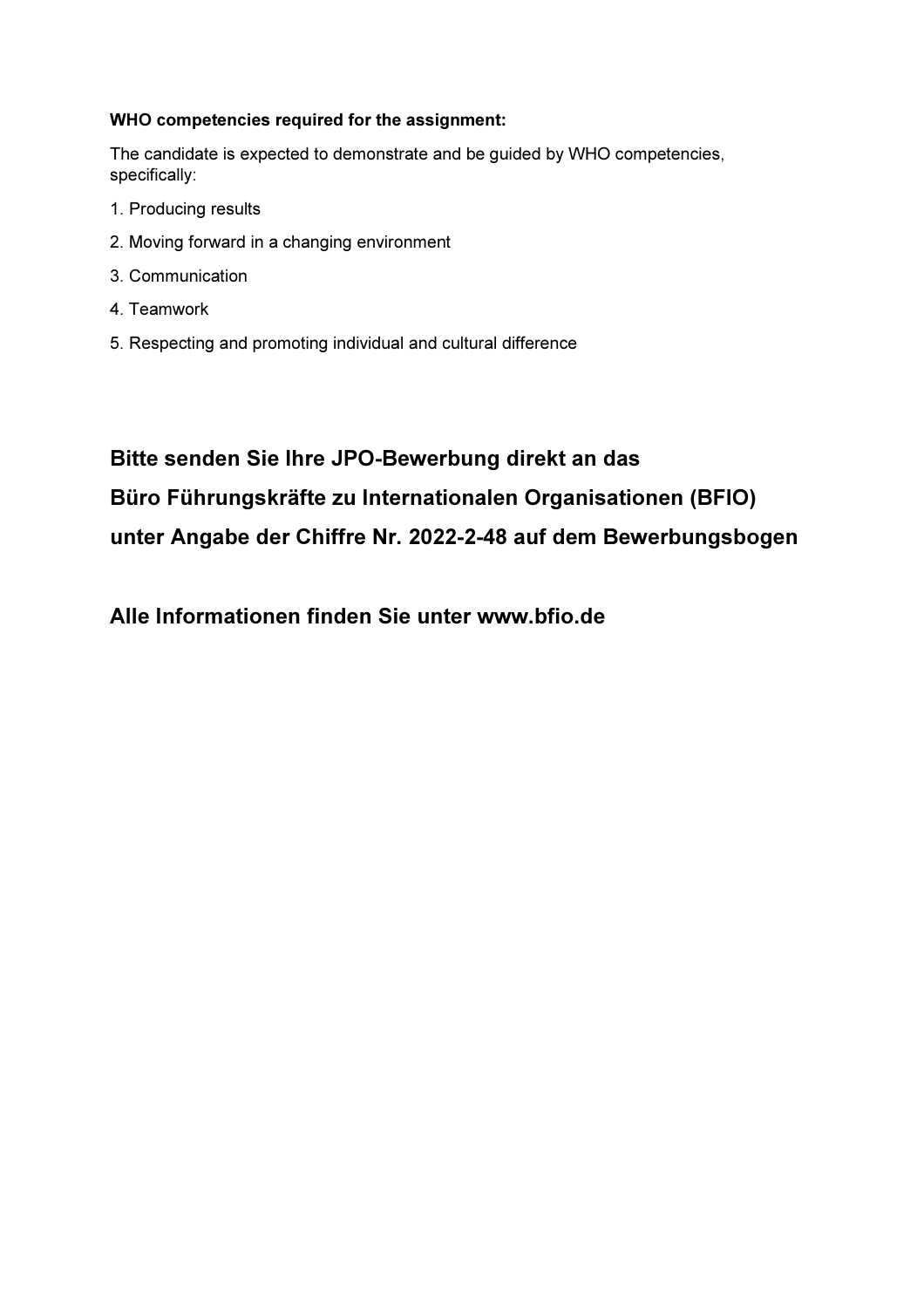**WHO competencies required for the assignment:**

The candidate is expected to demonstrate and be guided by WHO competencies, specifically:

1. Producing results
2. Moving forward in a changing environment
3. Communication
4. Teamwork
5. Respecting and promoting individual and cultural difference

**Bitte senden Sie Ihre JPO-Bewerbung direkt an das Büro Führungskräfte zu Internationalen Organisationen (BFIO) unter Angabe der Chiffre Nr. 2022-2-48 auf dem Bewerbungsbogen**

**Alle Informationen finden Sie unter www.bfio.de**